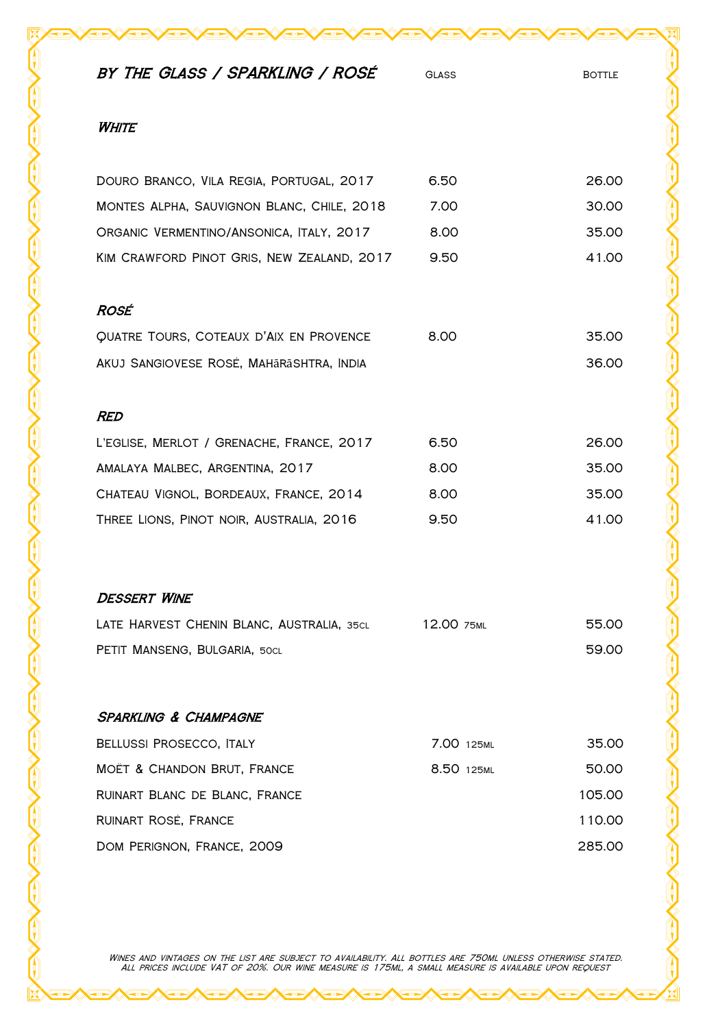# BY THE GLASS / SPARKLING / ROSÉ

| | Glass | Bottle |
|---|---|---|
| ***White*** | | |
| Douro Branco, Vila Regia, Portugal, 2017 | 6.50 | 26.00 |
| Montes Alpha, Sauvignon Blanc, Chile, 2018 | 7.00 | 30.00 |
| Organic Vermentino/Ansonica, Italy, 2017 | 8.00 | 35.00 |
| Kim Crawford Pinot Gris, New Zealand, 2017 | 9.50 | 41.00 |
| ***Rosé*** | | |
| Quatre Tours, Coteaux d'Aix en Provence | 8.00 | 35.00 |
| Akuj Sangiovese Rosé, Mahārāshtra, India | | 36.00 |
| ***Red*** | | |
| L'Eglise, Merlot / Grenache, France, 2017 | 6.50 | 26.00 |
| Amalaya Malbec, Argentina, 2017 | 8.00 | 35.00 |
| Chateau Vignol, Bordeaux, France, 2014 | 8.00 | 35.00 |
| Three Lions, Pinot noir, Australia, 2016 | 9.50 | 41.00 |
| ***Dessert Wine*** | | |
| Late Harvest Chenin Blanc, Australia, 35cl | 12.00 75ml | 55.00 |
| Petit Manseng, Bulgaria, 50cl | | 59.00 |
| ***Sparkling & Champagne*** | | |
| Bellussi Prosecco, Italy | 7.00 125ml | 35.00 |
| Moët & Chandon Brut, France | 8.50 125ml | 50.00 |
| Ruinart Blanc de Blanc, France | | 105.00 |
| Ruinart Rosé, France | | 110.00 |
| Dom Perignon, France, 2009 | | 285.00 |

*Wines and vintages on the list are subject to availability. All bottles are 750ml unless otherwise stated. All prices include VAT of 20%. Our wine measure is 175ml, a small measure is available upon request*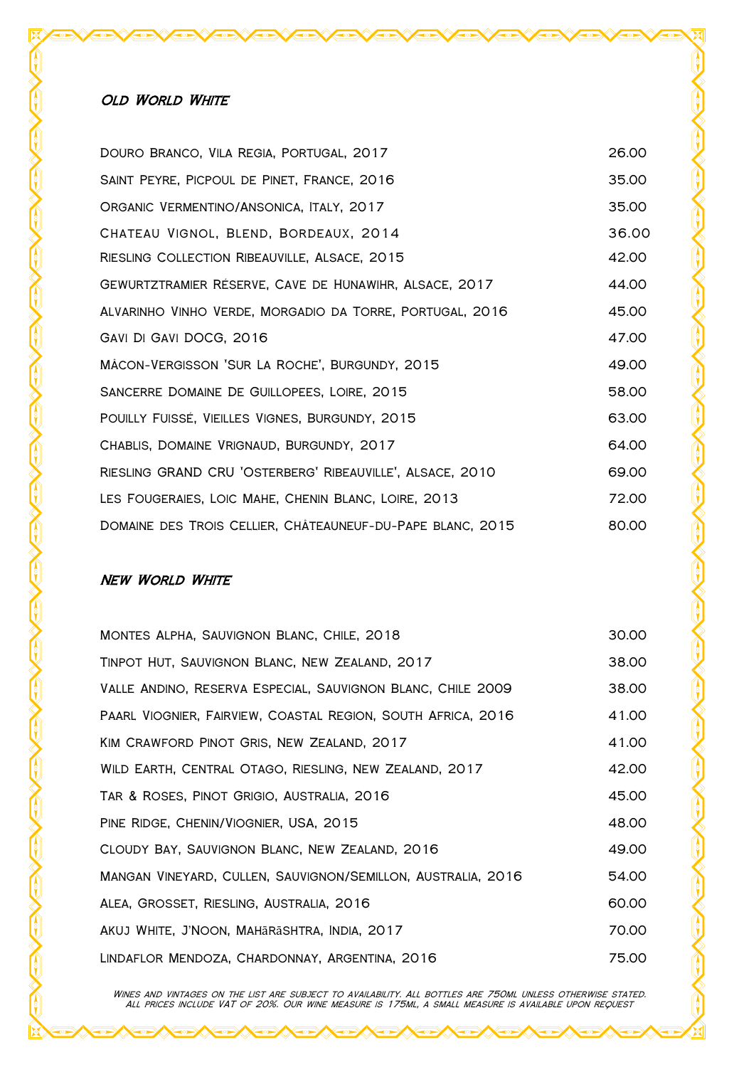## Old World White

| | |
|---|---|
| Douro Branco, Vila Regia, Portugal, 2017 | 26.00 |
| Saint Peyre, Picpoul de Pinet, France, 2016 | 35.00 |
| Organic Vermentino/Ansonica, Italy, 2017 | 35.00 |
| Chateau Vignol, Blend, Bordeaux, 2014 | 36.00 |
| Riesling Collection Ribeauville, Alsace, 2015 | 42.00 |
| Gewurztramier Réserve, Cave de Hunawihr, Alsace, 2017 | 44.00 |
| Alvarinho Vinho Verde, Morgadio da Torre, Portugal, 2016 | 45.00 |
| Gavi Di Gavi DOCG, 2016 | 47.00 |
| Mâcon-Vergisson 'Sur La Roche', Burgundy, 2015 | 49.00 |
| Sancerre Domaine De Guillopees, Loire, 2015 | 58.00 |
| Pouilly Fuissé, Vieilles Vignes, Burgundy, 2015 | 63.00 |
| Chablis, Domaine Vrignaud, Burgundy, 2017 | 64.00 |
| Riesling GRAND CRU 'Osterberg' Ribeauville', Alsace, 2010 | 69.00 |
| Les Fougeraies, Loic Mahe, Chenin Blanc, Loire, 2013 | 72.00 |
| Domaine des Trois Cellier, Châteauneuf-du-Pape blanc, 2015 | 80.00 |

## New World White

| | |
|---|---|
| Montes Alpha, Sauvignon Blanc, Chile, 2018 | 30.00 |
| Tinpot Hut, Sauvignon Blanc, New Zealand, 2017 | 38.00 |
| Valle Andino, Reserva Especial, Sauvignon Blanc, Chile 2009 | 38.00 |
| Paarl Viognier, Fairview, Coastal Region, South Africa, 2016 | 41.00 |
| Kim Crawford Pinot Gris, New Zealand, 2017 | 41.00 |
| Wild Earth, Central Otago, Riesling, New Zealand, 2017 | 42.00 |
| Tar & Roses, Pinot Grigio, Australia, 2016 | 45.00 |
| Pine Ridge, Chenin/Viognier, USA, 2015 | 48.00 |
| Cloudy Bay, Sauvignon Blanc, New Zealand, 2016 | 49.00 |
| Mangan Vineyard, Cullen, Sauvignon/Semillon, Australia, 2016 | 54.00 |
| Alea, Grosset, Riesling, Australia, 2016 | 60.00 |
| Akuj White, J'Noon, Mahārāshtra, India, 2017 | 70.00 |
| Lindaflor Mendoza, Chardonnay, Argentina, 2016 | 75.00 |

*Wines and vintages on the list are subject to availability. All bottles are 750ml unless otherwise stated. All prices include VAT of 20%. Our wine measure is 175ml, a small measure is available upon request*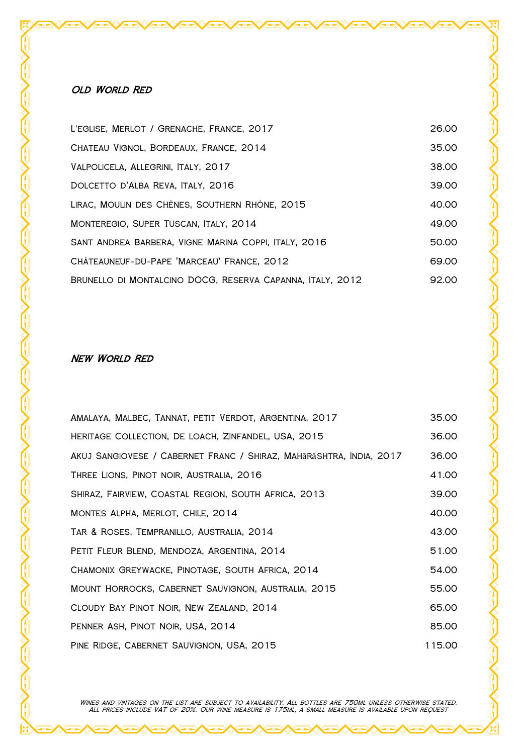## *Old World Red*

| | |
|---|---|
| L'Eglise, Merlot / Grenache, France, 2017 | 26.00 |
| Chateau Vignol, Bordeaux, France, 2014 | 35.00 |
| Valpolicela, Allegrini, Italy, 2017 | 38.00 |
| Dolcetto d'Alba Reva, Italy, 2016 | 39.00 |
| Lirac, Moulin des Chênes, Southern Rhône, 2015 | 40.00 |
| Monteregio, Super Tuscan, Italy, 2014 | 49.00 |
| Sant Andrea Barbera, Vigne Marina Coppi, Italy, 2016 | 50.00 |
| Châteauneuf-du-Pape 'Marceau' France, 2012 | 69.00 |
| Brunello di Montalcino DOCG, Reserva Capanna, Italy, 2012 | 92.00 |

## *New World Red*

| | |
|---|---|
| Amalaya, Malbec, Tannat, petit Verdot, Argentina, 2017 | 35.00 |
| Heritage Collection, De loach, Zinfandel, USA, 2015 | 36.00 |
| Akuj Sangiovese / Cabernet Franc / Shiraz, Mahārāshtra, India, 2017 | 36.00 |
| Three Lions, Pinot noir, Australia, 2016 | 41.00 |
| Shiraz, Fairview, Coastal Region, South Africa, 2013 | 39.00 |
| Montes Alpha, Merlot, Chile, 2014 | 40.00 |
| Tar & Roses, Tempranillo, Australia, 2014 | 43.00 |
| Petit Fleur Blend, Mendoza, Argentina, 2014 | 51.00 |
| Chamonix Greywacke, Pinotage, South Africa, 2014 | 54.00 |
| Mount Horrocks, Cabernet Sauvignon, Australia, 2015 | 55.00 |
| Cloudy Bay Pinot Noir, New Zealand, 2014 | 65.00 |
| Penner Ash, Pinot Noir, USA, 2014 | 85.00 |
| Pine Ridge, Cabernet Sauvignon, USA, 2015 | 115.00 |

*Wines and vintages on the list are subject to availability. All bottles are 750ml unless otherwise stated. All prices include VAT of 20%. Our wine measure is 175ml, a small measure is available upon request*